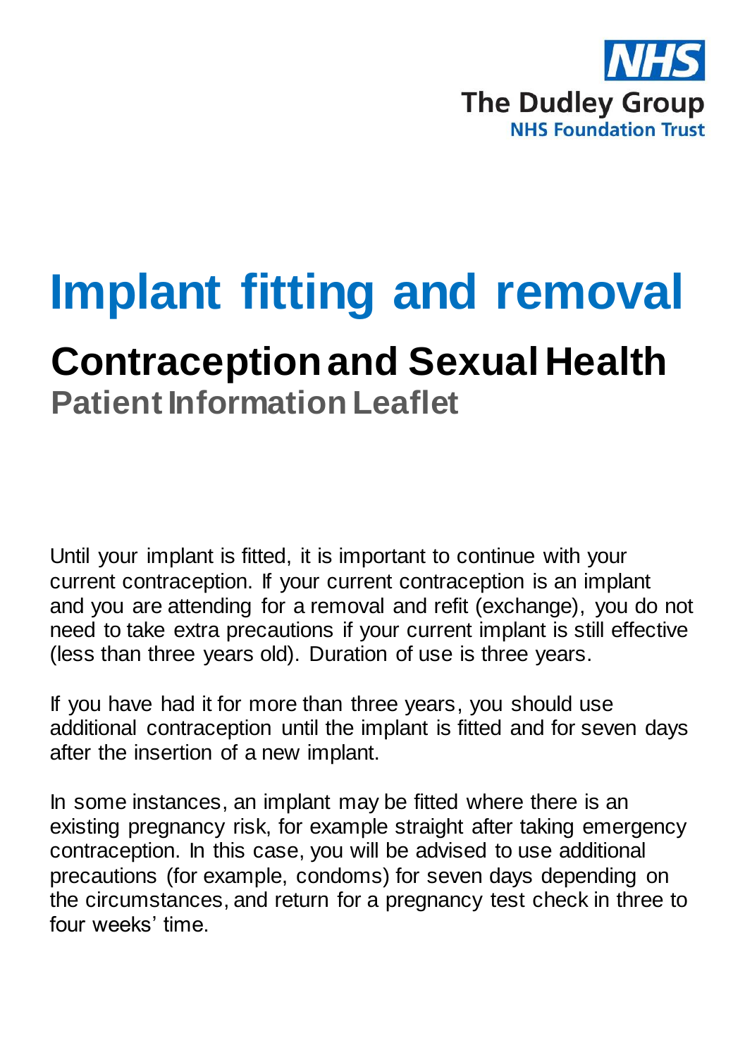NHS
The Dudley Group
NHS Foundation Trust

# Implant fitting and removal

## Contraception and Sexual Health

### Patient Information Leaflet

Until your implant is fitted, it is important to continue with your current contraception. If your current contraception is an implant and you are attending for a removal and refit (exchange), you do not need to take extra precautions if your current implant is still effective (less than three years old). Duration of use is three years.

If you have had it for more than three years, you should use additional contraception until the implant is fitted and for seven days after the insertion of a new implant.

In some instances, an implant may be fitted where there is an existing pregnancy risk, for example straight after taking emergency contraception. In this case, you will be advised to use additional precautions (for example, condoms) for seven days depending on the circumstances, and return for a pregnancy test check in three to four weeks' time.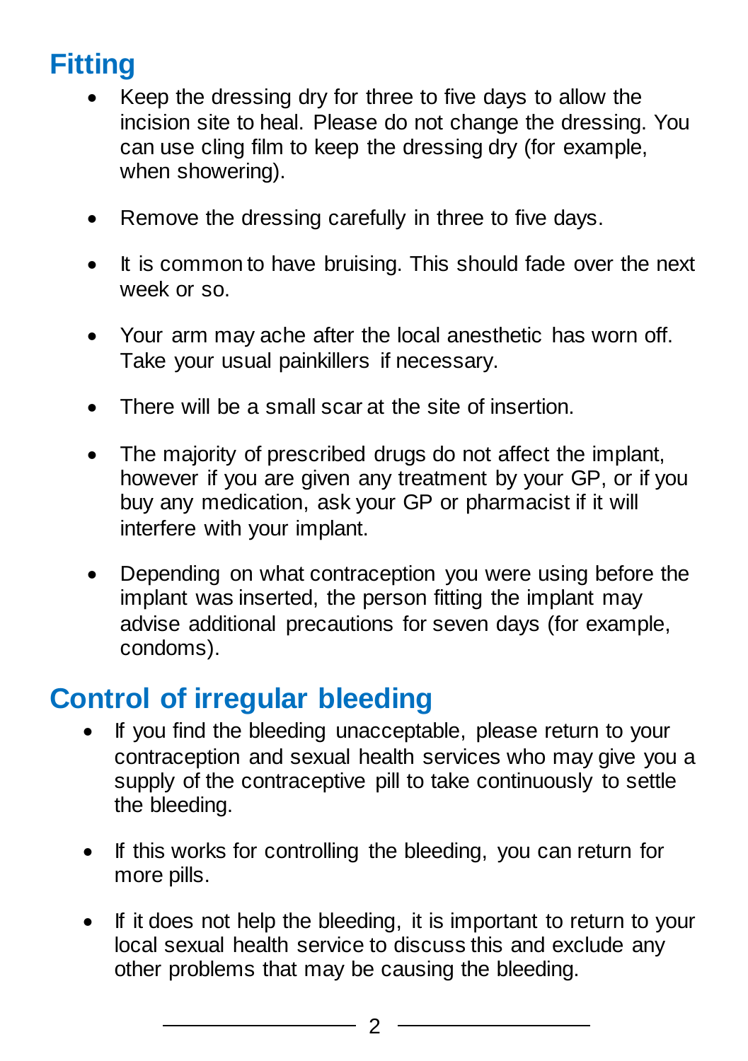## Fitting

- Keep the dressing dry for three to five days to allow the incision site to heal. Please do not change the dressing. You can use cling film to keep the dressing dry (for example, when showering).
- Remove the dressing carefully in three to five days.
- It is common to have bruising. This should fade over the next week or so.
- Your arm may ache after the local anesthetic has worn off. Take your usual painkillers if necessary.
- There will be a small scar at the site of insertion.
- The majority of prescribed drugs do not affect the implant, however if you are given any treatment by your GP, or if you buy any medication, ask your GP or pharmacist if it will interfere with your implant.
- Depending on what contraception you were using before the implant was inserted, the person fitting the implant may advise additional precautions for seven days (for example, condoms).

## Control of irregular bleeding

- If you find the bleeding unacceptable, please return to your contraception and sexual health services who may give you a supply of the contraceptive pill to take continuously to settle the bleeding.
- If this works for controlling the bleeding, you can return for more pills.
- If it does not help the bleeding, it is important to return to your local sexual health service to discuss this and exclude any other problems that may be causing the bleeding.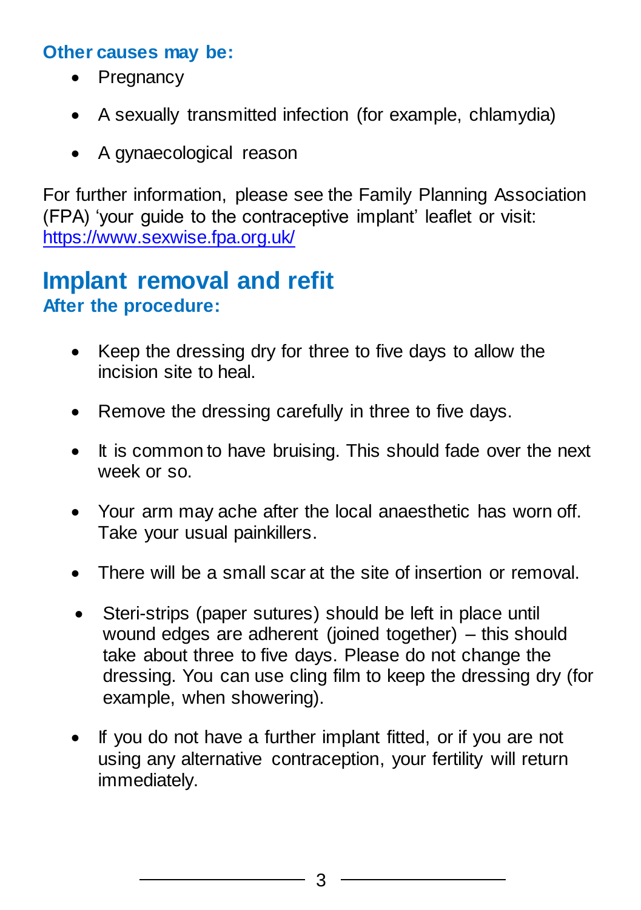**Other causes may be:**

- Pregnancy
- A sexually transmitted infection (for example, chlamydia)
- A gynaecological reason

For further information, please see the Family Planning Association (FPA) 'your guide to the contraceptive implant' leaflet or visit: https://www.sexwise.fpa.org.uk/

## Implant removal and refit

### After the procedure:

- Keep the dressing dry for three to five days to allow the incision site to heal.
- Remove the dressing carefully in three to five days.
- It is common to have bruising. This should fade over the next week or so.
- Your arm may ache after the local anaesthetic has worn off. Take your usual painkillers.
- There will be a small scar at the site of insertion or removal.
- Steri-strips (paper sutures) should be left in place until wound edges are adherent (joined together) – this should take about three to five days. Please do not change the dressing. You can use cling film to keep the dressing dry (for example, when showering).
- If you do not have a further implant fitted, or if you are not using any alternative contraception, your fertility will return immediately.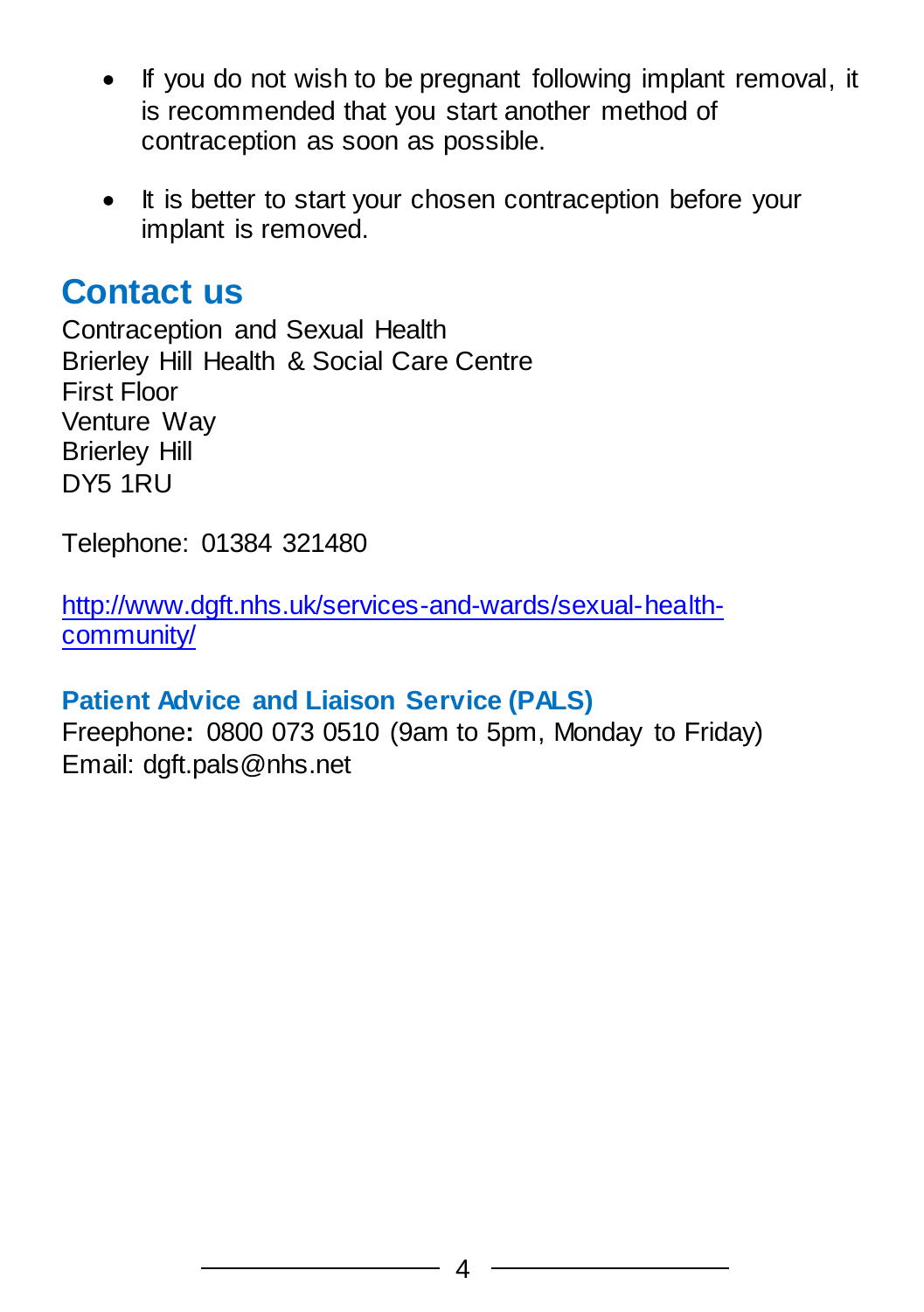- If you do not wish to be pregnant following implant removal, it is recommended that you start another method of contraception as soon as possible.
- It is better to start your chosen contraception before your implant is removed.

## Contact us

Contraception and Sexual Health
Brierley Hill Health & Social Care Centre
First Floor
Venture Way
Brierley Hill
DY5 1RU

Telephone: 01384 321480

http://www.dgft.nhs.uk/services-and-wards/sexual-health-community/

**Patient Advice and Liaison Service (PALS)**
Freephone**:** 0800 073 0510 (9am to 5pm, Monday to Friday)
Email: dgft.pals@nhs.net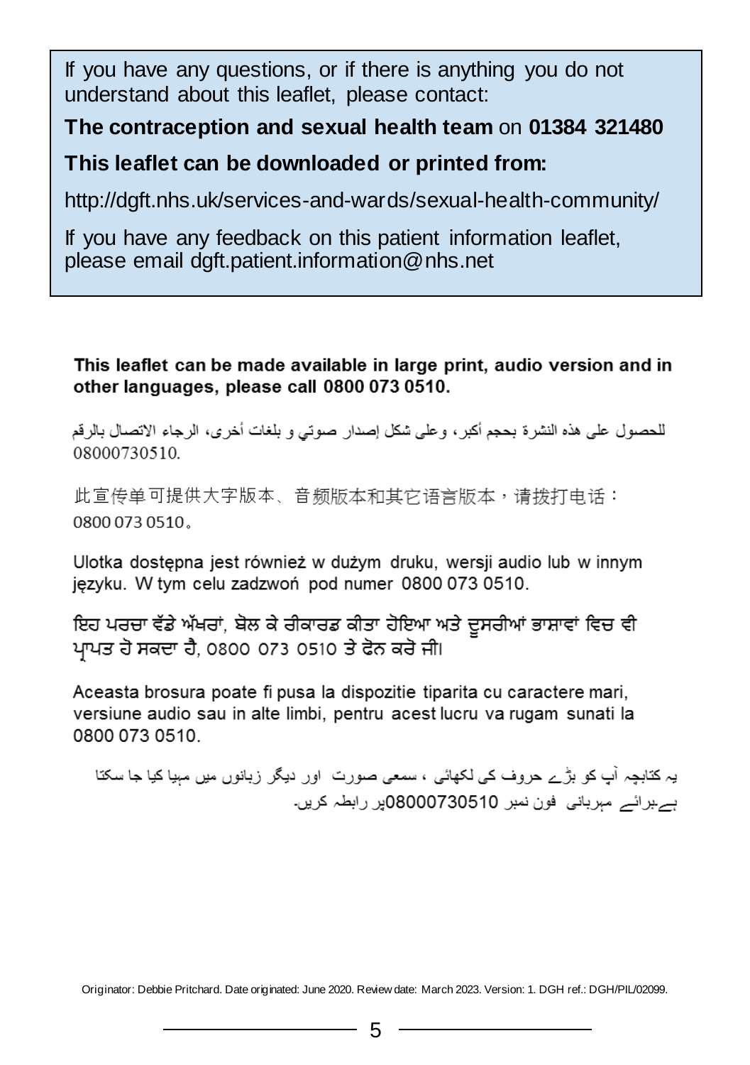If you have any questions, or if there is anything you do not understand about this leaflet, please contact:

**The contraception and sexual health team** on **01384 321480**

**This leaflet can be downloaded or printed from:**

http://dgft.nhs.uk/services-and-wards/sexual-health-community/

If you have any feedback on this patient information leaflet, please email dgft.patient.information@nhs.net

**This leaflet can be made available in large print, audio version and in other languages, please call 0800 073 0510.**

للحصول على هذه النشرة بحجم أكبر، وعلى شكل إصدار صوتي و بلغات أخرى، الرجاء الاتصال بالرقم 08000730510.

此宣传单可提供大字版本、音频版本和其它语言版本，请拨打电话：0800 073 0510。

Ulotka dostępna jest również w dużym druku, wersji audio lub w innym języku. W tym celu zadzwoń pod numer 0800 073 0510.

ਇਹ ਪਰਚਾ ਵੱਡੇ ਅੱਖਰਾਂ, ਬੋਲ ਕੇ ਰੀਕਾਰਡ ਕੀਤਾ ਹੋਇਆ ਅਤੇ ਦੂਸਰੀਆਂ ਭਾਸ਼ਾਵਾਂ ਵਿਚ ਵੀ ਪ੍ਰਾਪਤ ਹੋ ਸਕਦਾ ਹੈ, 0800 073 0510 ਤੇ ਫੋਨ ਕਰੋ ਜੀ।

Aceasta brosura poate fi pusa la dispozitie tiparita cu caractere mari, versiune audio sau in alte limbi, pentru acest lucru va rugam sunati la 0800 073 0510.

یہ کتابچہ آپ کو بڑے حروف کی لکھائی ، سمعی صورت اور دیگر زبانوں میں مہیا کیا جا سکتا ہے۔برائے مہربانی فون نمبر 08000730510پر رابطہ کریں۔

Originator: Debbie Pritchard. Date originated: June 2020. Review date: March 2023. Version: 1. DGH ref.: DGH/PIL/02099.